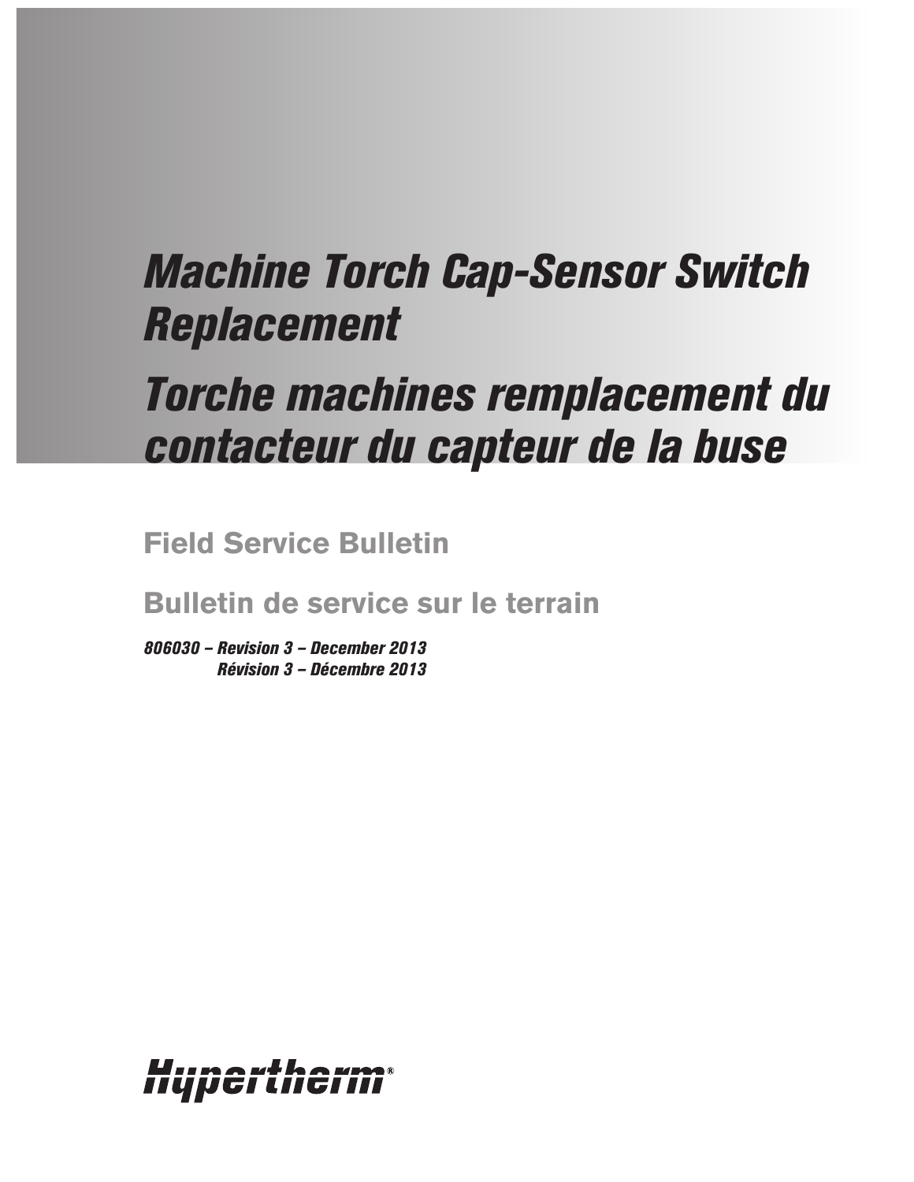# *Machine Torch Cap-Sensor Switch Replacement*

# *Torche machines remplacement du contacteur du capteur de la buse*

## Field Service Bulletin

## Bulletin de service sur le terrain

***806030 – Revision 3 – December 2013***
***Révision 3 – Décembre 2013***

Hypertherm®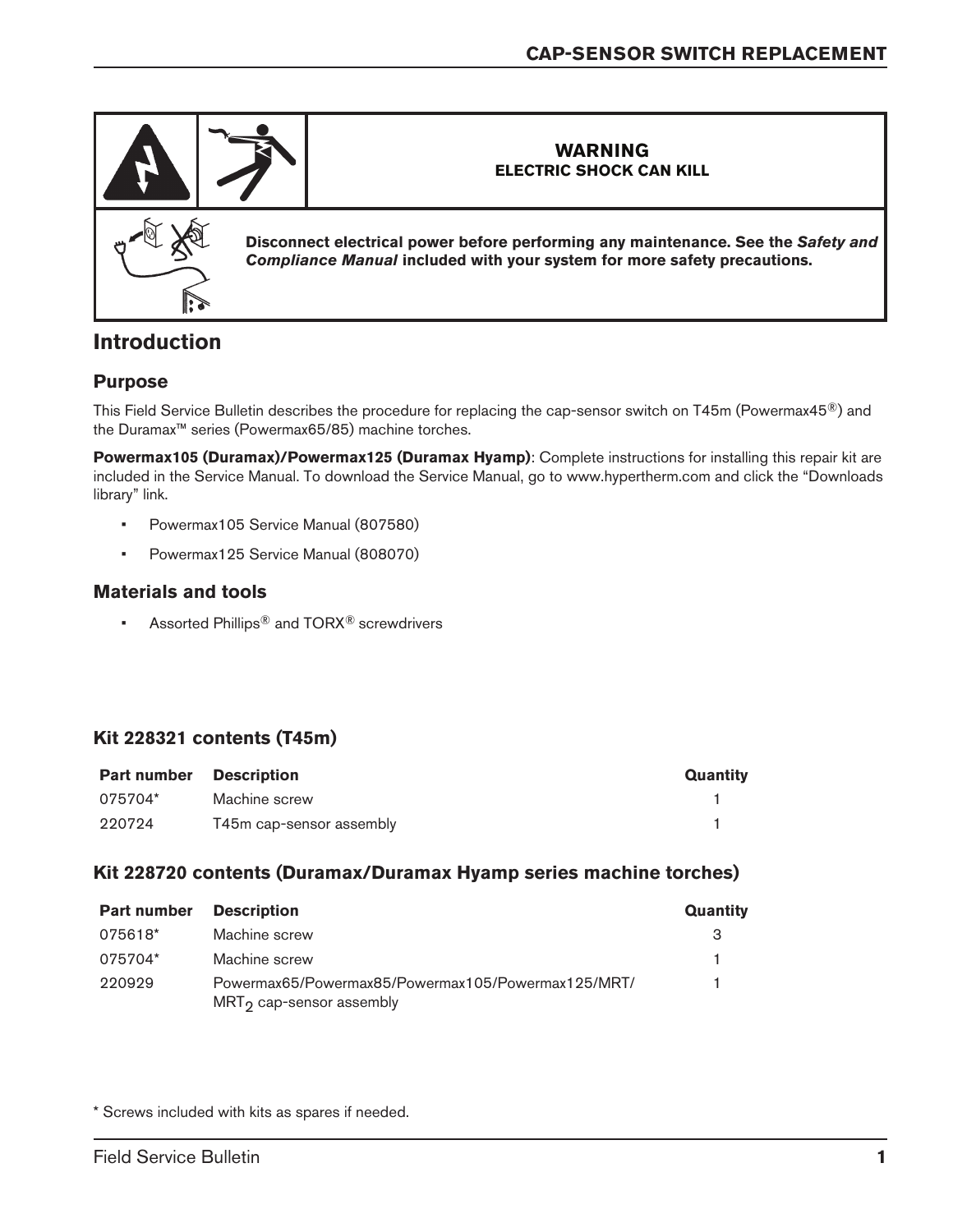**WARNING**
**ELECTRIC SHOCK CAN KILL**

**Disconnect electrical power before performing any maintenance. See the *Safety and Compliance Manual* included with your system for more safety precautions.**

## Introduction

### Purpose

This Field Service Bulletin describes the procedure for replacing the cap-sensor switch on T45m (Powermax45®) and the Duramax™ series (Powermax65/85) machine torches.

**Powermax105 (Duramax)/Powermax125 (Duramax Hyamp)**: Complete instructions for installing this repair kit are included in the Service Manual. To download the Service Manual, go to www.hypertherm.com and click the "Downloads library" link.

- Powermax105 Service Manual (807580)
- Powermax125 Service Manual (808070)

### Materials and tools

- Assorted Phillips® and TORX® screwdrivers

### Kit 228321 contents (T45m)

| Part number | Description | Quantity |
|---|---|---|
| 075704* | Machine screw | 1 |
| 220724 | T45m cap-sensor assembly | 1 |

### Kit 228720 contents (Duramax/Duramax Hyamp series machine torches)

| Part number | Description | Quantity |
|---|---|---|
| 075618* | Machine screw | 3 |
| 075704* | Machine screw | 1 |
| 220929 | Powermax65/Powermax85/Powermax105/Powermax125/MRT/ $MRT_2$ cap-sensor assembly | 1 |

* Screws included with kits as spares if needed.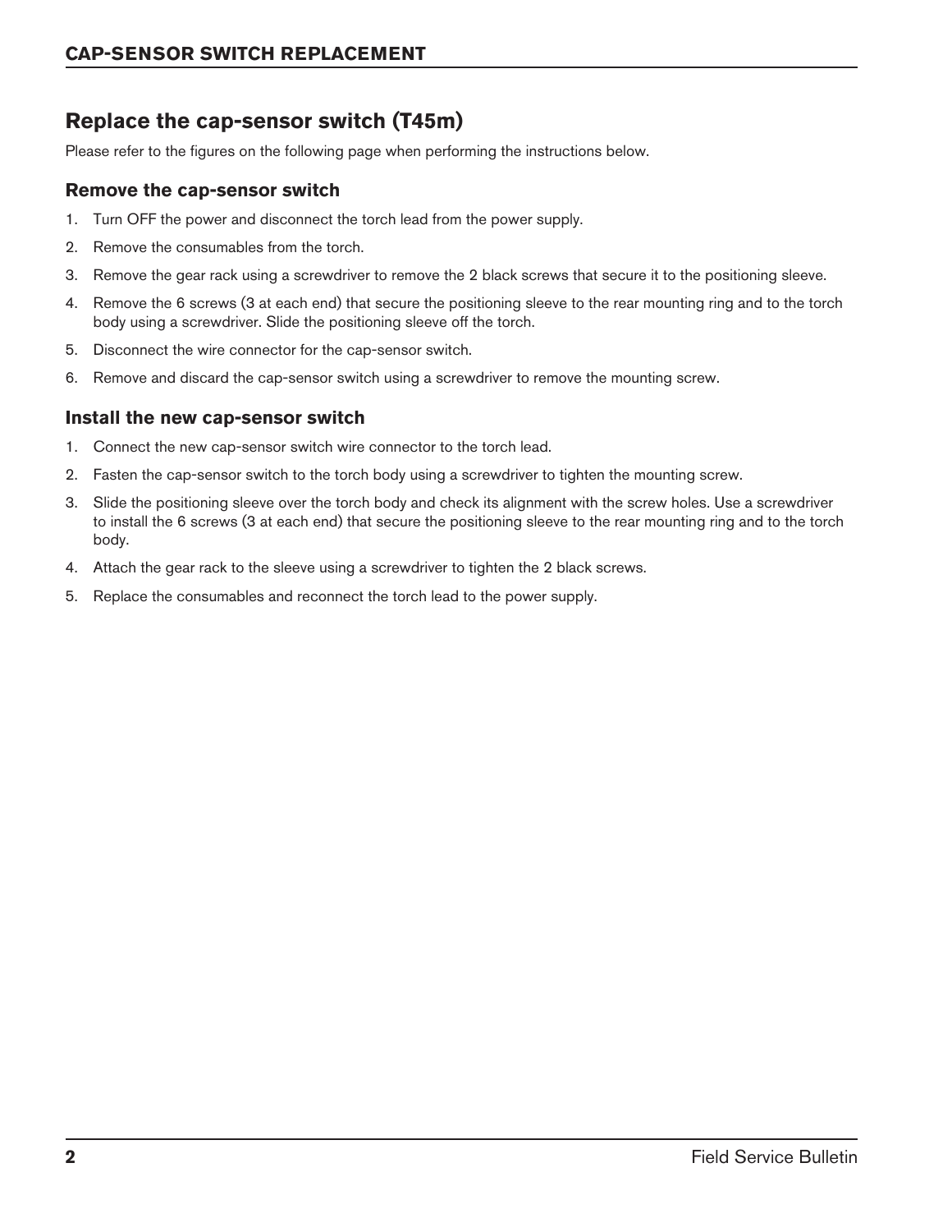# Replace the cap-sensor switch (T45m)

Please refer to the figures on the following page when performing the instructions below.

### Remove the cap-sensor switch

1. Turn OFF the power and disconnect the torch lead from the power supply.
2. Remove the consumables from the torch.
3. Remove the gear rack using a screwdriver to remove the 2 black screws that secure it to the positioning sleeve.
4. Remove the 6 screws (3 at each end) that secure the positioning sleeve to the rear mounting ring and to the torch body using a screwdriver. Slide the positioning sleeve off the torch.
5. Disconnect the wire connector for the cap-sensor switch.
6. Remove and discard the cap-sensor switch using a screwdriver to remove the mounting screw.

### Install the new cap-sensor switch

1. Connect the new cap-sensor switch wire connector to the torch lead.
2. Fasten the cap-sensor switch to the torch body using a screwdriver to tighten the mounting screw.
3. Slide the positioning sleeve over the torch body and check its alignment with the screw holes. Use a screwdriver to install the 6 screws (3 at each end) that secure the positioning sleeve to the rear mounting ring and to the torch body.
4. Attach the gear rack to the sleeve using a screwdriver to tighten the 2 black screws.
5. Replace the consumables and reconnect the torch lead to the power supply.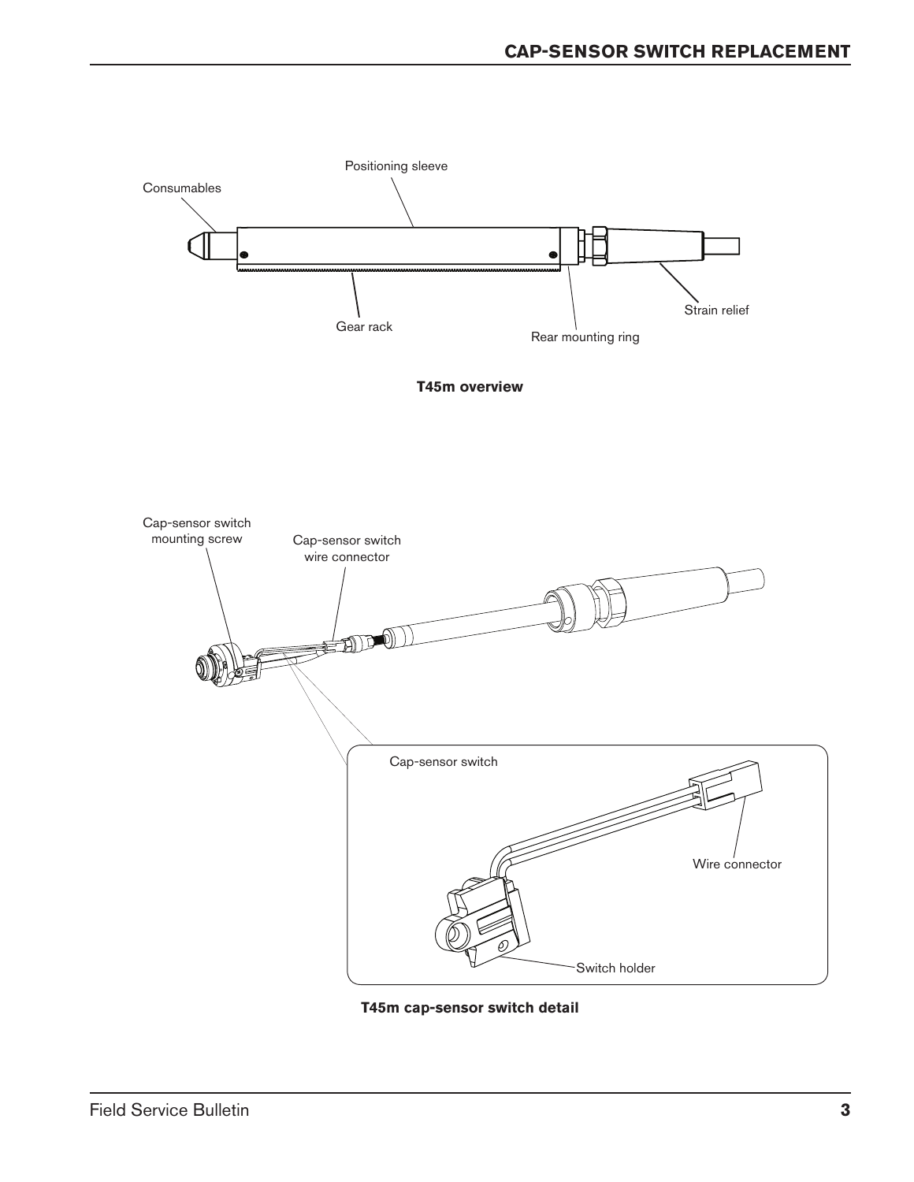Positioning sleeve

Consumables

Gear rack

Rear mounting ring

Strain relief

**T45m overview**

Cap-sensor switch mounting screw

Cap-sensor switch wire connector

Cap-sensor switch

Wire connector

Switch holder

**T45m cap-sensor switch detail**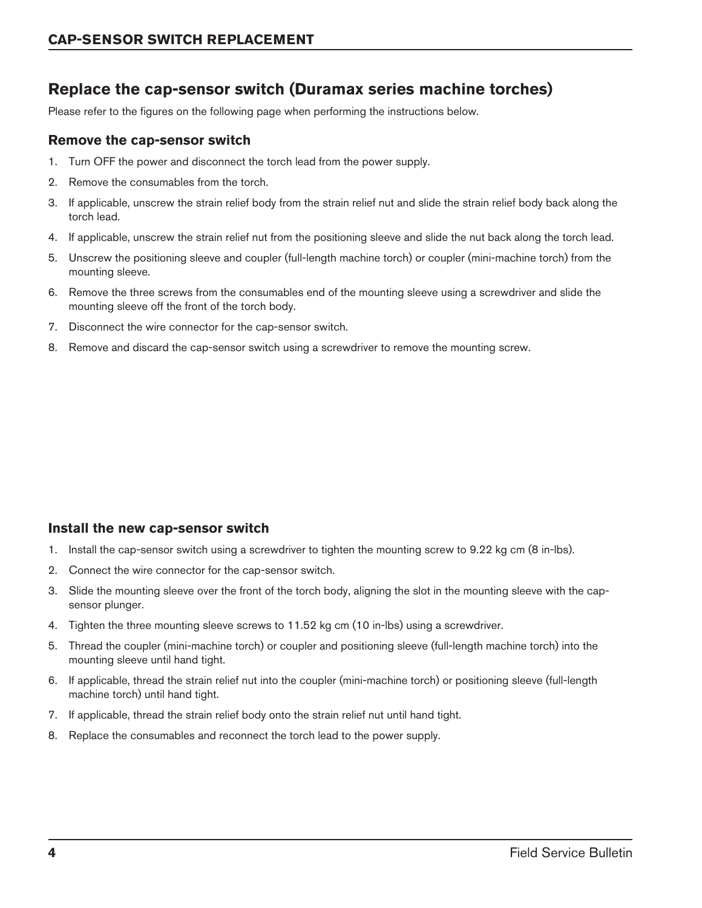# Replace the cap-sensor switch (Duramax series machine torches)

Please refer to the figures on the following page when performing the instructions below.

## Remove the cap-sensor switch

1. Turn OFF the power and disconnect the torch lead from the power supply.
2. Remove the consumables from the torch.
3. If applicable, unscrew the strain relief body from the strain relief nut and slide the strain relief body back along the torch lead.
4. If applicable, unscrew the strain relief nut from the positioning sleeve and slide the nut back along the torch lead.
5. Unscrew the positioning sleeve and coupler (full-length machine torch) or coupler (mini-machine torch) from the mounting sleeve.
6. Remove the three screws from the consumables end of the mounting sleeve using a screwdriver and slide the mounting sleeve off the front of the torch body.
7. Disconnect the wire connector for the cap-sensor switch.
8. Remove and discard the cap-sensor switch using a screwdriver to remove the mounting screw.

## Install the new cap-sensor switch

1. Install the cap-sensor switch using a screwdriver to tighten the mounting screw to 9.22 kg cm (8 in-lbs).
2. Connect the wire connector for the cap-sensor switch.
3. Slide the mounting sleeve over the front of the torch body, aligning the slot in the mounting sleeve with the cap-sensor plunger.
4. Tighten the three mounting sleeve screws to 11.52 kg cm (10 in-lbs) using a screwdriver.
5. Thread the coupler (mini-machine torch) or coupler and positioning sleeve (full-length machine torch) into the mounting sleeve until hand tight.
6. If applicable, thread the strain relief nut into the coupler (mini-machine torch) or positioning sleeve (full-length machine torch) until hand tight.
7. If applicable, thread the strain relief body onto the strain relief nut until hand tight.
8. Replace the consumables and reconnect the torch lead to the power supply.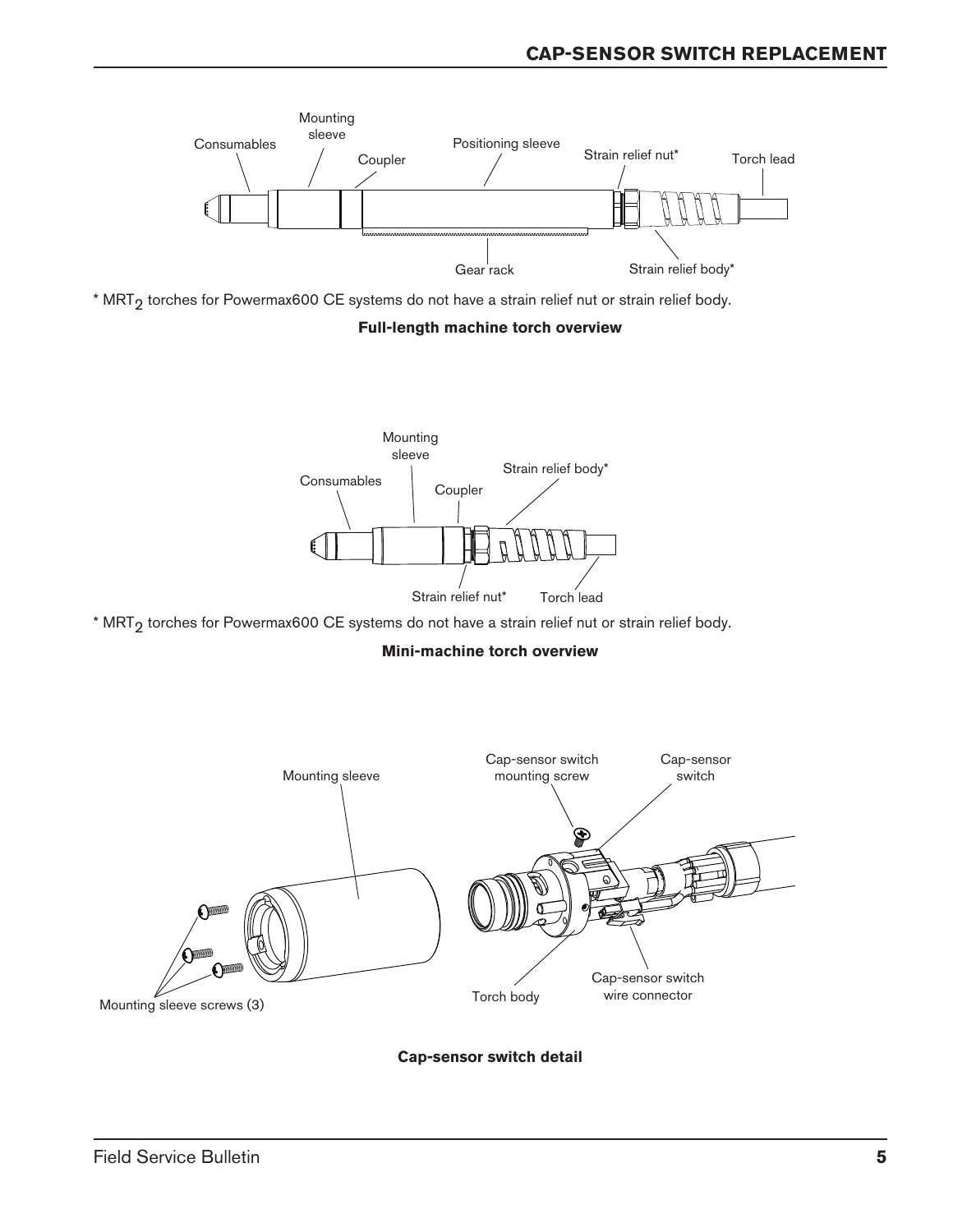* $MRT_2$ torches for Powermax600 CE systems do not have a strain relief nut or strain relief body.

**Full-length machine torch overview**

* $MRT_2$ torches for Powermax600 CE systems do not have a strain relief nut or strain relief body.

**Mini-machine torch overview**

**Cap-sensor switch detail**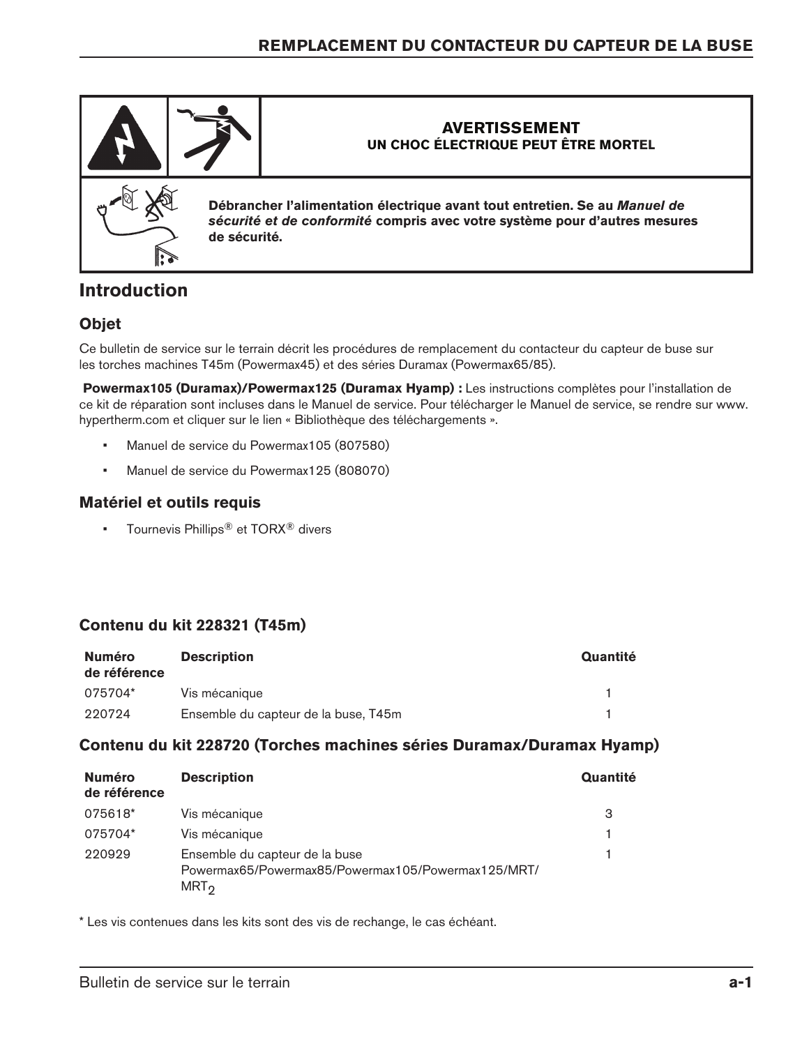**AVERTISSEMENT**
**UN CHOC ÉLECTRIQUE PEUT ÊTRE MORTEL**

**Débrancher l'alimentation électrique avant tout entretien. Se au *Manuel de sécurité et de conformité* compris avec votre système pour d'autres mesures de sécurité.**

## Introduction

### Objet

Ce bulletin de service sur le terrain décrit les procédures de remplacement du contacteur du capteur de buse sur les torches machines T45m (Powermax45) et des séries Duramax (Powermax65/85).

**Powermax105 (Duramax)/Powermax125 (Duramax Hyamp) :** Les instructions complètes pour l'installation de ce kit de réparation sont incluses dans le Manuel de service. Pour télécharger le Manuel de service, se rendre sur www.hypertherm.com et cliquer sur le lien « Bibliothèque des téléchargements ».

- Manuel de service du Powermax105 (807580)
- Manuel de service du Powermax125 (808070)

### Matériel et outils requis

- Tournevis Phillips® et TORX® divers

### Contenu du kit 228321 (T45m)

| Numéro de référence | Description | Quantité |
|---|---|---|
| 075704* | Vis mécanique | 1 |
| 220724 | Ensemble du capteur de la buse, T45m | 1 |

### Contenu du kit 228720 (Torches machines séries Duramax/Duramax Hyamp)

| Numéro de référence | Description | Quantité |
|---|---|---|
| 075618* | Vis mécanique | 3 |
| 075704* | Vis mécanique | 1 |
| 220929 | Ensemble du capteur de la buse Powermax65/Powermax85/Powermax105/Powermax125/MRT/ $MRT_2$ | 1 |

* Les vis contenues dans les kits sont des vis de rechange, le cas échéant.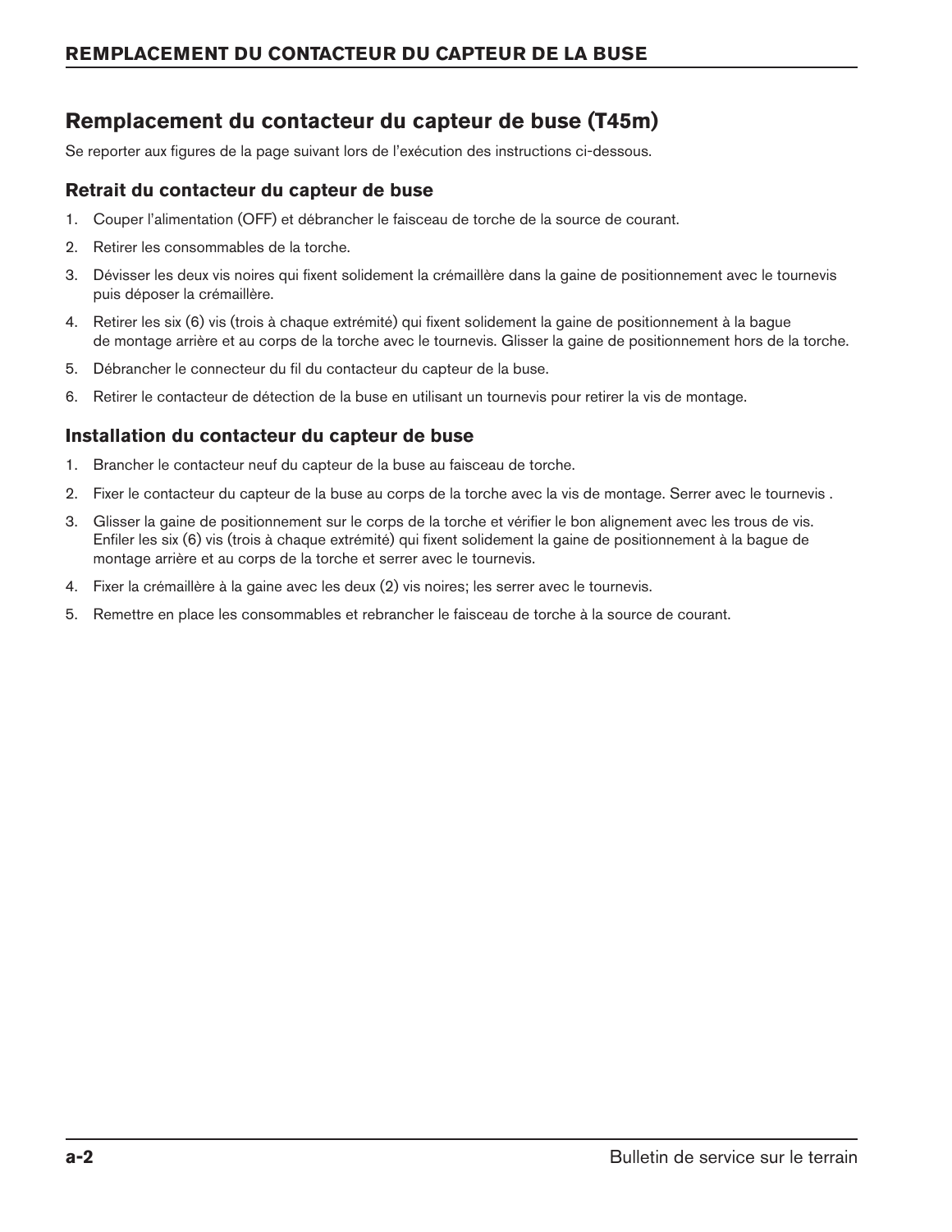## Remplacement du contacteur du capteur de buse (T45m)

Se reporter aux figures de la page suivant lors de l'exécution des instructions ci-dessous.

### Retrait du contacteur du capteur de buse

1. Couper l'alimentation (OFF) et débrancher le faisceau de torche de la source de courant.
2. Retirer les consommables de la torche.
3. Dévisser les deux vis noires qui fixent solidement la crémaillère dans la gaine de positionnement avec le tournevis puis déposer la crémaillère.
4. Retirer les six (6) vis (trois à chaque extrémité) qui fixent solidement la gaine de positionnement à la bague de montage arrière et au corps de la torche avec le tournevis. Glisser la gaine de positionnement hors de la torche.
5. Débrancher le connecteur du fil du contacteur du capteur de la buse.
6. Retirer le contacteur de détection de la buse en utilisant un tournevis pour retirer la vis de montage.

### Installation du contacteur du capteur de buse

1. Brancher le contacteur neuf du capteur de la buse au faisceau de torche.
2. Fixer le contacteur du capteur de la buse au corps de la torche avec la vis de montage. Serrer avec le tournevis .
3. Glisser la gaine de positionnement sur le corps de la torche et vérifier le bon alignement avec les trous de vis. Enfiler les six (6) vis (trois à chaque extrémité) qui fixent solidement la gaine de positionnement à la bague de montage arrière et au corps de la torche et serrer avec le tournevis.
4. Fixer la crémaillère à la gaine avec les deux (2) vis noires; les serrer avec le tournevis.
5. Remettre en place les consommables et rebrancher le faisceau de torche à la source de courant.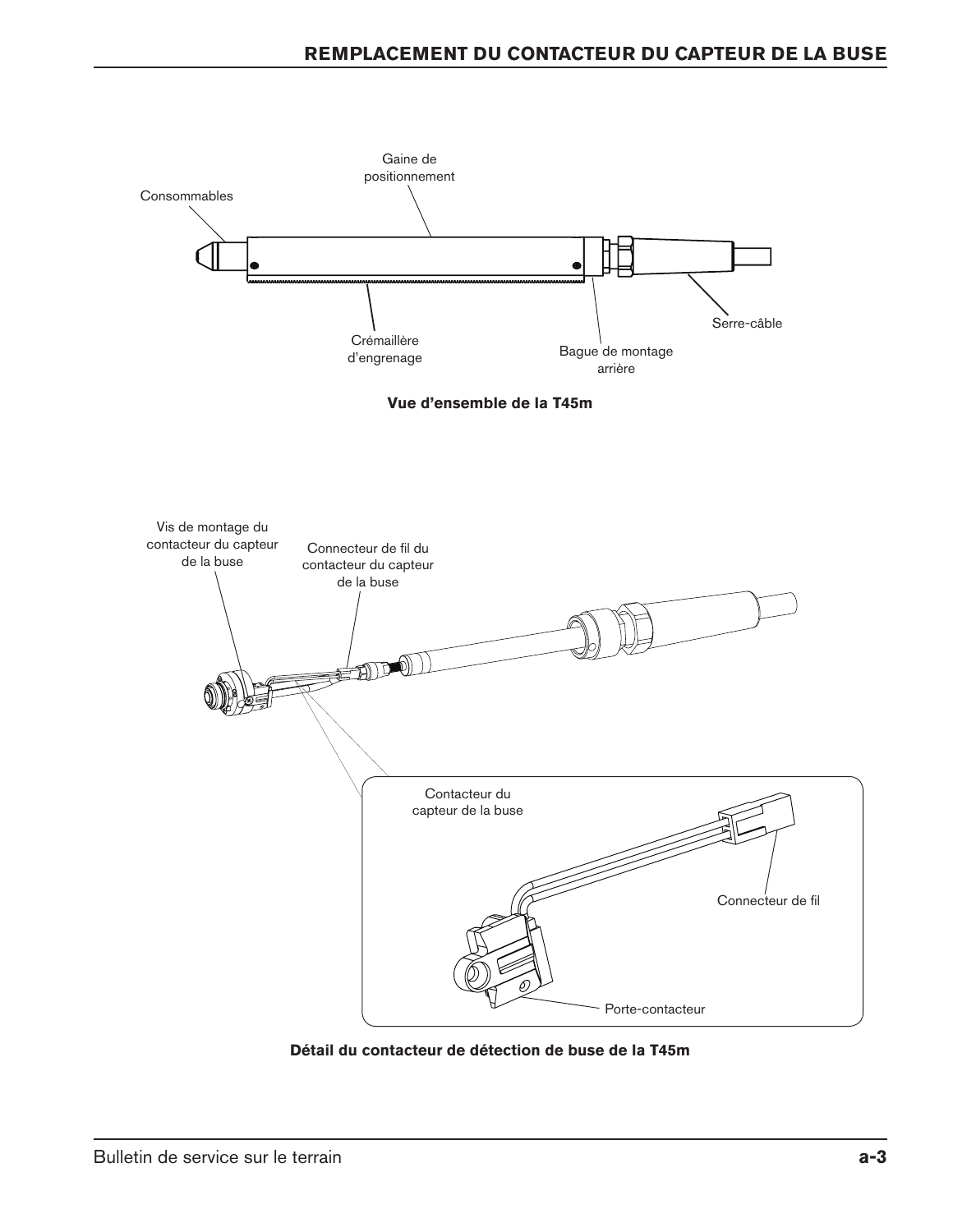Gaine de positionnement

Consommables

Crémaillère d'engrenage

Bague de montage arrière

Serre-câble

**Vue d'ensemble de la T45m**

Vis de montage du contacteur du capteur de la buse

Connecteur de fil du contacteur du capteur de la buse

Contacteur du capteur de la buse

Connecteur de fil

Porte-contacteur

**Détail du contacteur de détection de buse de la T45m**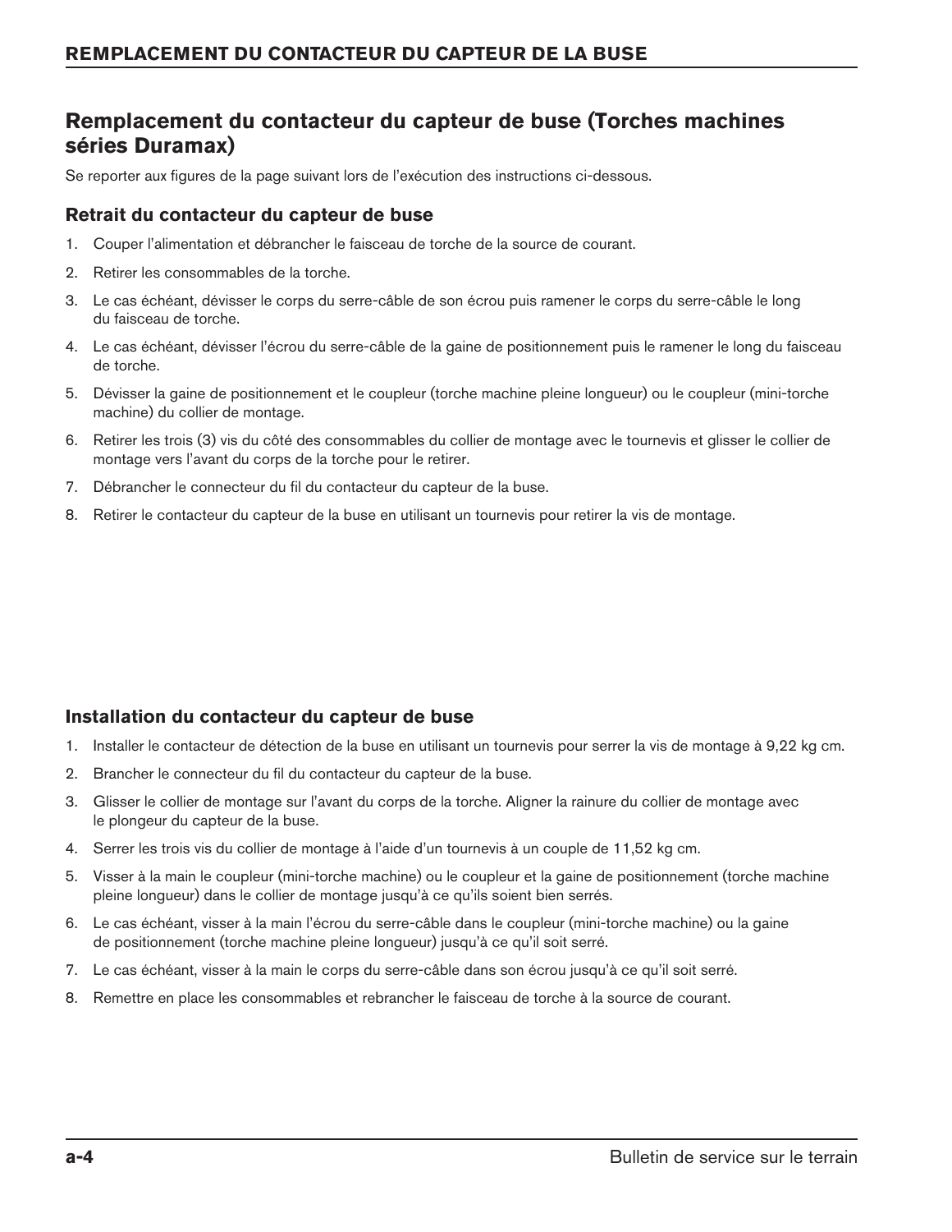## Remplacement du contacteur du capteur de buse (Torches machines séries Duramax)

Se reporter aux figures de la page suivant lors de l'exécution des instructions ci-dessous.

### Retrait du contacteur du capteur de buse

1. Couper l'alimentation et débrancher le faisceau de torche de la source de courant.
2. Retirer les consommables de la torche.
3. Le cas échéant, dévisser le corps du serre-câble de son écrou puis ramener le corps du serre-câble le long du faisceau de torche.
4. Le cas échéant, dévisser l'écrou du serre-câble de la gaine de positionnement puis le ramener le long du faisceau de torche.
5. Dévisser la gaine de positionnement et le coupleur (torche machine pleine longueur) ou le coupleur (mini-torche machine) du collier de montage.
6. Retirer les trois (3) vis du côté des consommables du collier de montage avec le tournevis et glisser le collier de montage vers l'avant du corps de la torche pour le retirer.
7. Débrancher le connecteur du fil du contacteur du capteur de la buse.
8. Retirer le contacteur du capteur de la buse en utilisant un tournevis pour retirer la vis de montage.

### Installation du contacteur du capteur de buse

1. Installer le contacteur de détection de la buse en utilisant un tournevis pour serrer la vis de montage à 9,22 kg cm.
2. Brancher le connecteur du fil du contacteur du capteur de la buse.
3. Glisser le collier de montage sur l'avant du corps de la torche. Aligner la rainure du collier de montage avec le plongeur du capteur de la buse.
4. Serrer les trois vis du collier de montage à l'aide d'un tournevis à un couple de 11,52 kg cm.
5. Visser à la main le coupleur (mini-torche machine) ou le coupleur et la gaine de positionnement (torche machine pleine longueur) dans le collier de montage jusqu'à ce qu'ils soient bien serrés.
6. Le cas échéant, visser à la main l'écrou du serre-câble dans le coupleur (mini-torche machine) ou la gaine de positionnement (torche machine pleine longueur) jusqu'à ce qu'il soit serré.
7. Le cas échéant, visser à la main le corps du serre-câble dans son écrou jusqu'à ce qu'il soit serré.
8. Remettre en place les consommables et rebrancher le faisceau de torche à la source de courant.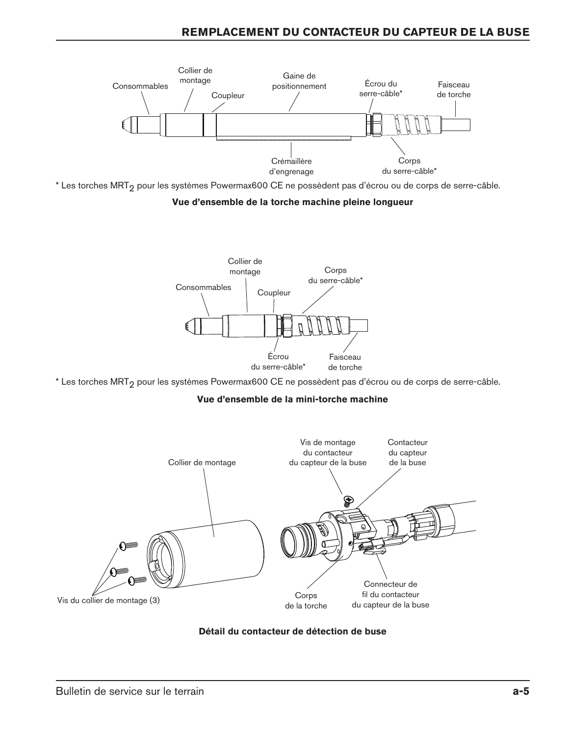Consommables

Collier de montage

Coupleur

Gaine de positionnement

Écrou du serre-câble*

Faisceau de torche

Crémaillère d'engrenage

Corps du serre-câble*

* Les torches $MRT_2$ pour les systèmes Powermax600 CE ne possèdent pas d'écrou ou de corps de serre-câble.

**Vue d'ensemble de la torche machine pleine longueur**

Collier de montage

Consommables

Coupleur

Corps du serre-câble*

Écrou du serre-câble*

Faisceau de torche

* Les torches $MRT_2$ pour les systèmes Powermax600 CE ne possèdent pas d'écrou ou de corps de serre-câble.

**Vue d'ensemble de la mini-torche machine**

Collier de montage

Vis de montage du contacteur du capteur de la buse

Contacteur du capteur de la buse

Vis du collier de montage (3)

Corps de la torche

Connecteur de fil du contacteur du capteur de la buse

**Détail du contacteur de détection de buse**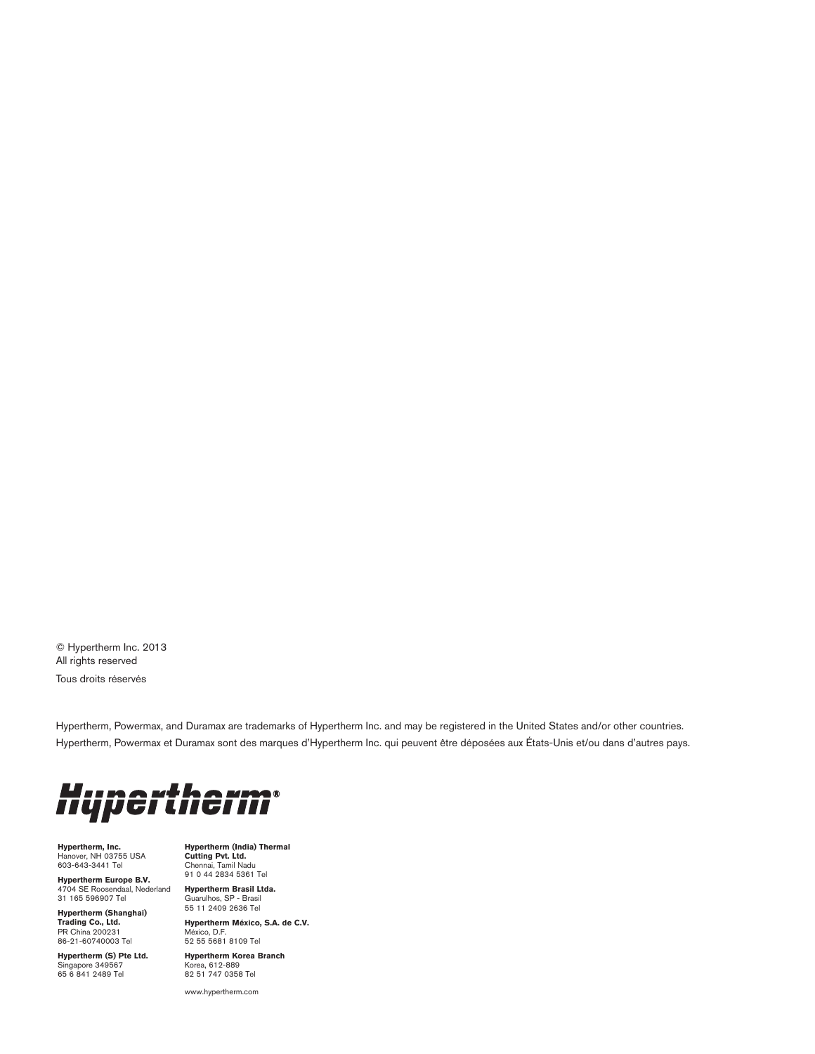© Hypertherm Inc. 2013
All rights reserved

Tous droits réservés

Hypertherm, Powermax, and Duramax are trademarks of Hypertherm Inc. and may be registered in the United States and/or other countries.
Hypertherm, Powermax et Duramax sont des marques d'Hypertherm Inc. qui peuvent être déposées aux États-Unis et/ou dans d'autres pays.

Hypertherm®

**Hypertherm, Inc.**
Hanover, NH 03755 USA
603-643-3441 Tel

**Hypertherm Europe B.V.**
4704 SE Roosendaal, Nederland
31 165 596907 Tel

**Hypertherm (Shanghai) Trading Co., Ltd.**
PR China 200231
86-21-60740003 Tel

**Hypertherm (S) Pte Ltd.**
Singapore 349567
65 6 841 2489 Tel

**Hypertherm (India) Thermal Cutting Pvt. Ltd.**
Chennai, Tamil Nadu
91 0 44 2834 5361 Tel

**Hypertherm Brasil Ltda.**
Guarulhos, SP - Brasil
55 11 2409 2636 Tel

**Hypertherm México, S.A. de C.V.**
México, D.F.
52 55 5681 8109 Tel

**Hypertherm Korea Branch**
Korea, 612-889
82 51 747 0358 Tel

www.hypertherm.com